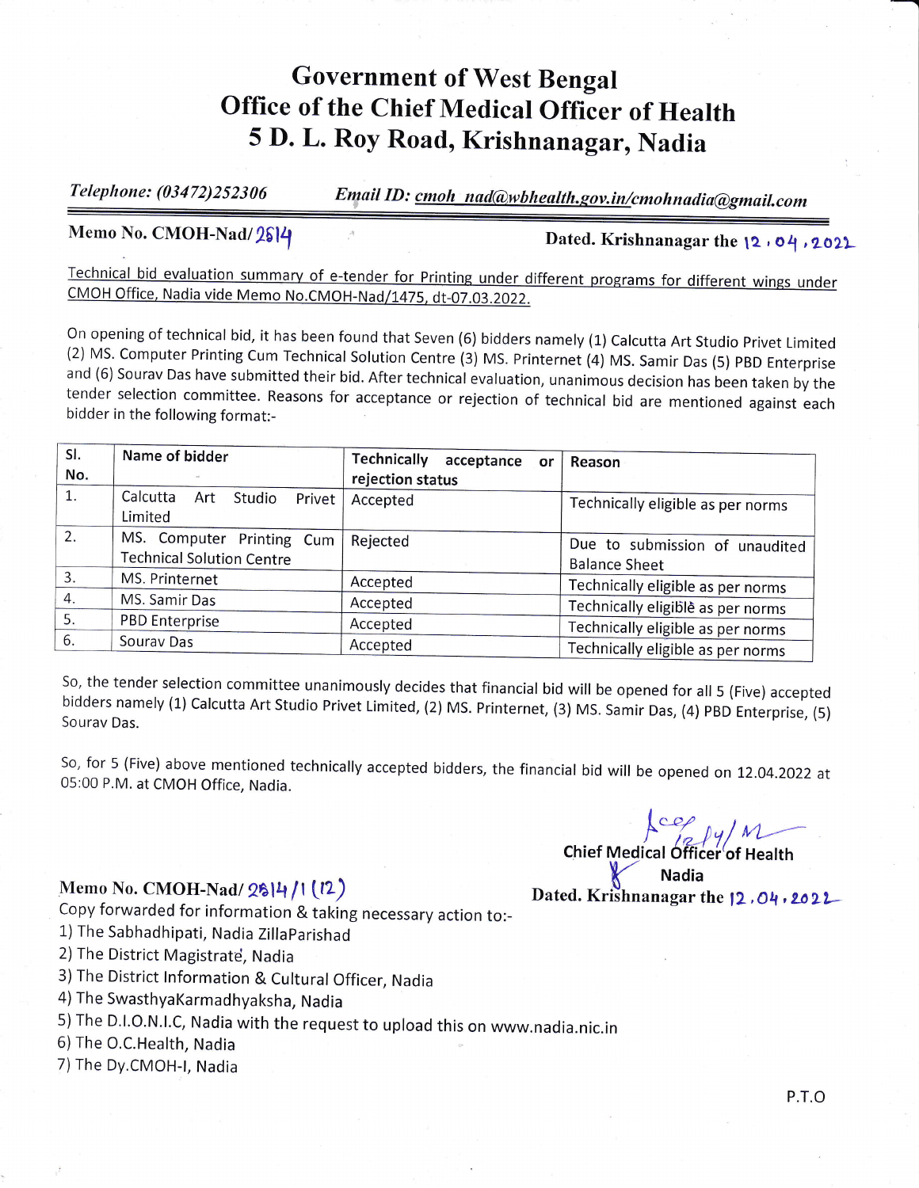# Government of West Bengal
# Office of the Chief Medical Officer of Health
# 5 D. L. Roy Road, Krishnanagar, Nadia

*Telephone: (03472)252306* *Email ID: cmoh_nad@wbhealth.gov.in/cmohnadia@gmail.com*

**Memo No. CMOH-Nad/ 2814** **Dated. Krishnanagar the 12.04.2022**

Technical bid evaluation summary of e-tender for Printing under different programs for different wings under CMOH Office, Nadia vide Memo No.CMOH-Nad/1475, dt-07.03.2022.

On opening of technical bid, it has been found that Seven (6) bidders namely (1) Calcutta Art Studio Privet Limited (2) MS. Computer Printing Cum Technical Solution Centre (3) MS. Printernet (4) MS. Samir Das (5) PBD Enterprise and (6) Sourav Das have submitted their bid. After technical evaluation, unanimous decision has been taken by the tender selection committee. Reasons for acceptance or rejection of technical bid are mentioned against each bidder in the following format:-

| Sl. No. | Name of bidder | Technically acceptance or rejection status | Reason |
|---|---|---|---|
| 1. | Calcutta Art Studio Privet Limited | Accepted | Technically eligible as per norms |
| 2. | MS. Computer Printing Cum Technical Solution Centre | Rejected | Due to submission of unaudited Balance Sheet |
| 3. | MS. Printernet | Accepted | Technically eligible as per norms |
| 4. | MS. Samir Das | Accepted | Technically eligible as per norms |
| 5. | PBD Enterprise | Accepted | Technically eligible as per norms |
| 6. | Sourav Das | Accepted | Technically eligible as per norms |

So, the tender selection committee unanimously decides that financial bid will be opened for all 5 (Five) accepted bidders namely (1) Calcutta Art Studio Privet Limited, (2) MS. Printernet, (3) MS. Samir Das, (4) PBD Enterprise, (5) Sourav Das.

So, for 5 (Five) above mentioned technically accepted bidders, the financial bid will be opened on 12.04.2022 at 05:00 P.M. at CMOH Office, Nadia.

Chief Medical Officer of Health
Nadia

**Memo No. CMOH-Nad/ 2814/1 (12)** **Dated. Krishnanagar the 12.04.2022**

Copy forwarded for information & taking necessary action to:-

1) The Sabhadhipati, Nadia ZillaParishad
2) The District Magistrate, Nadia
3) The District Information & Cultural Officer, Nadia
4) The SwasthyaKarmadhyaksha, Nadia
5) The D.I.O.N.I.C, Nadia with the request to upload this on www.nadia.nic.in
6) The O.C.Health, Nadia
7) The Dy.CMOH-I, Nadia

P.T.O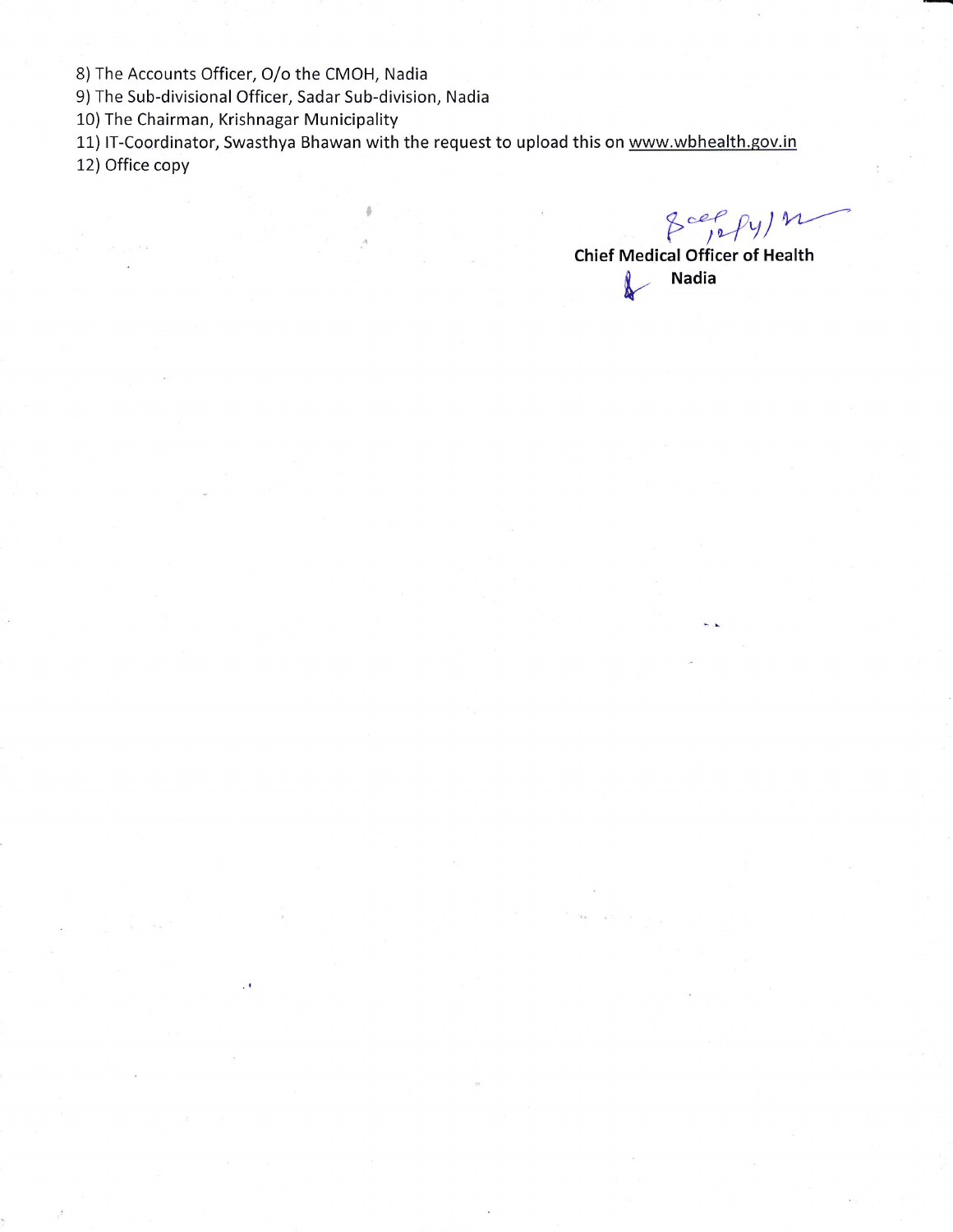8) The Accounts Officer, O/o the CMOH, Nadia
9) The Sub-divisional Officer, Sadar Sub-division, Nadia
10) The Chairman, Krishnagar Municipality
11) IT-Coordinator, Swasthya Bhawan with the request to upload this on www.wbhealth.gov.in
12) Office copy

**Chief Medical Officer of Health**
**Nadia**